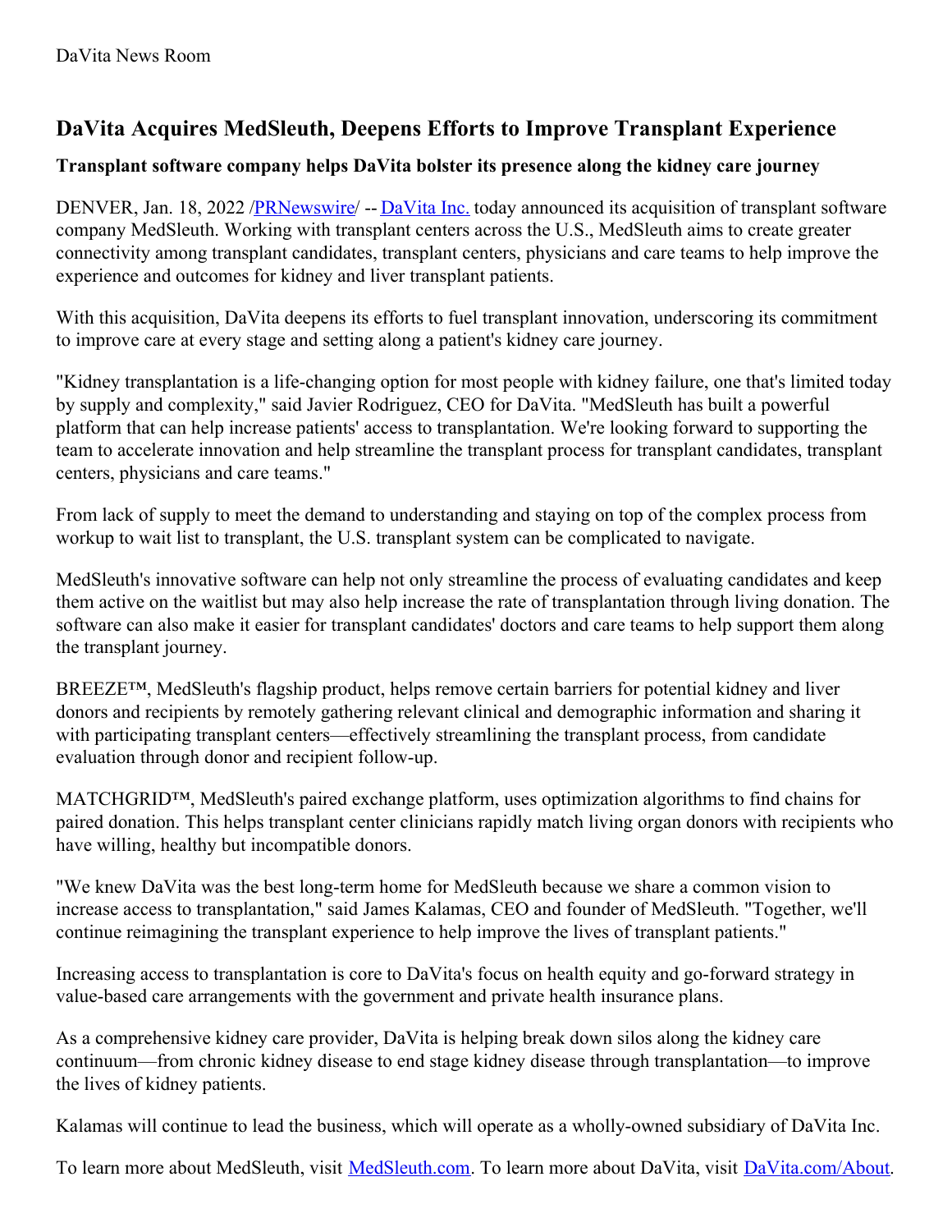DaVita News Room

# DaVita Acquires MedSleuth, Deepens Efforts to Improve Transplant Experience

### Transplant software company helps DaVita bolster its presence along the kidney care journey

DENVER, Jan. 18, 2022 /PRNewswire/ -- DaVita Inc. today announced its acquisition of transplant software company MedSleuth. Working with transplant centers across the U.S., MedSleuth aims to create greater connectivity among transplant candidates, transplant centers, physicians and care teams to help improve the experience and outcomes for kidney and liver transplant patients.

With this acquisition, DaVita deepens its efforts to fuel transplant innovation, underscoring its commitment to improve care at every stage and setting along a patient's kidney care journey.

"Kidney transplantation is a life-changing option for most people with kidney failure, one that's limited today by supply and complexity," said Javier Rodriguez, CEO for DaVita. "MedSleuth has built a powerful platform that can help increase patients' access to transplantation. We're looking forward to supporting the team to accelerate innovation and help streamline the transplant process for transplant candidates, transplant centers, physicians and care teams."

From lack of supply to meet the demand to understanding and staying on top of the complex process from workup to wait list to transplant, the U.S. transplant system can be complicated to navigate.

MedSleuth's innovative software can help not only streamline the process of evaluating candidates and keep them active on the waitlist but may also help increase the rate of transplantation through living donation. The software can also make it easier for transplant candidates' doctors and care teams to help support them along the transplant journey.

BREEZE™, MedSleuth's flagship product, helps remove certain barriers for potential kidney and liver donors and recipients by remotely gathering relevant clinical and demographic information and sharing it with participating transplant centers—effectively streamlining the transplant process, from candidate evaluation through donor and recipient follow-up.

MATCHGRID™, MedSleuth's paired exchange platform, uses optimization algorithms to find chains for paired donation. This helps transplant center clinicians rapidly match living organ donors with recipients who have willing, healthy but incompatible donors.

"We knew DaVita was the best long-term home for MedSleuth because we share a common vision to increase access to transplantation," said James Kalamas, CEO and founder of MedSleuth. "Together, we'll continue reimagining the transplant experience to help improve the lives of transplant patients."

Increasing access to transplantation is core to DaVita's focus on health equity and go-forward strategy in value-based care arrangements with the government and private health insurance plans.

As a comprehensive kidney care provider, DaVita is helping break down silos along the kidney care continuum—from chronic kidney disease to end stage kidney disease through transplantation—to improve the lives of kidney patients.

Kalamas will continue to lead the business, which will operate as a wholly-owned subsidiary of DaVita Inc.

To learn more about MedSleuth, visit MedSleuth.com. To learn more about DaVita, visit DaVita.com/About.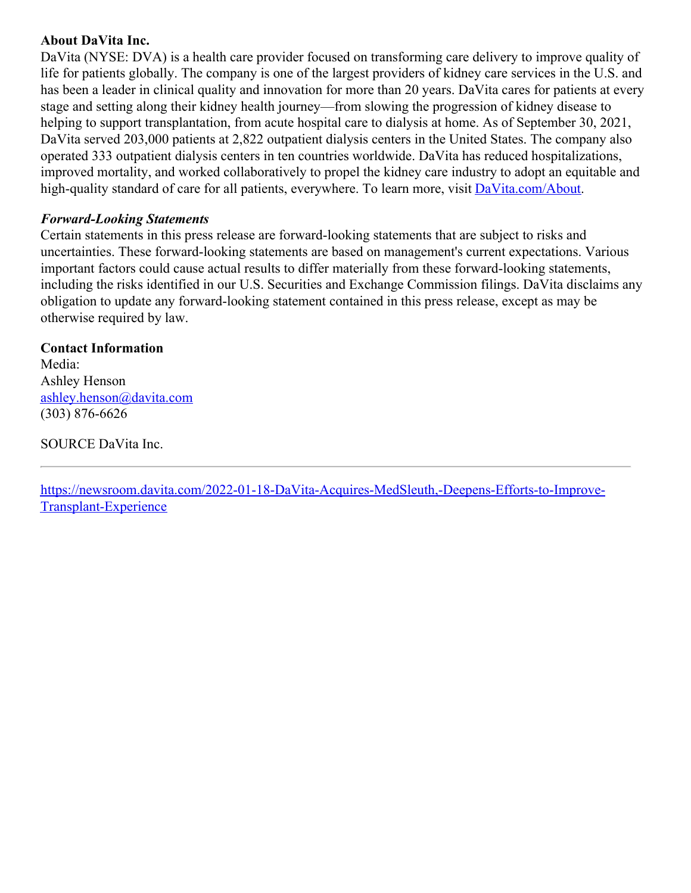**About DaVita Inc.**

DaVita (NYSE: DVA) is a health care provider focused on transforming care delivery to improve quality of life for patients globally. The company is one of the largest providers of kidney care services in the U.S. and has been a leader in clinical quality and innovation for more than 20 years. DaVita cares for patients at every stage and setting along their kidney health journey—from slowing the progression of kidney disease to helping to support transplantation, from acute hospital care to dialysis at home. As of September 30, 2021, DaVita served 203,000 patients at 2,822 outpatient dialysis centers in the United States. The company also operated 333 outpatient dialysis centers in ten countries worldwide. DaVita has reduced hospitalizations, improved mortality, and worked collaboratively to propel the kidney care industry to adopt an equitable and high-quality standard of care for all patients, everywhere. To learn more, visit [DaVita.com/About](DaVita.com/About).

***Forward-Looking Statements***

Certain statements in this press release are forward-looking statements that are subject to risks and uncertainties. These forward-looking statements are based on management's current expectations. Various important factors could cause actual results to differ materially from these forward-looking statements, including the risks identified in our U.S. Securities and Exchange Commission filings. DaVita disclaims any obligation to update any forward-looking statement contained in this press release, except as may be otherwise required by law.

**Contact Information**

Media:
Ashley Henson
[ashley.henson@davita.com](mailto:ashley.henson@davita.com)
(303) 876-6626

SOURCE DaVita Inc.

---

<https://newsroom.davita.com/2022-01-18-DaVita-Acquires-MedSleuth,-Deepens-Efforts-to-Improve-Transplant-Experience>